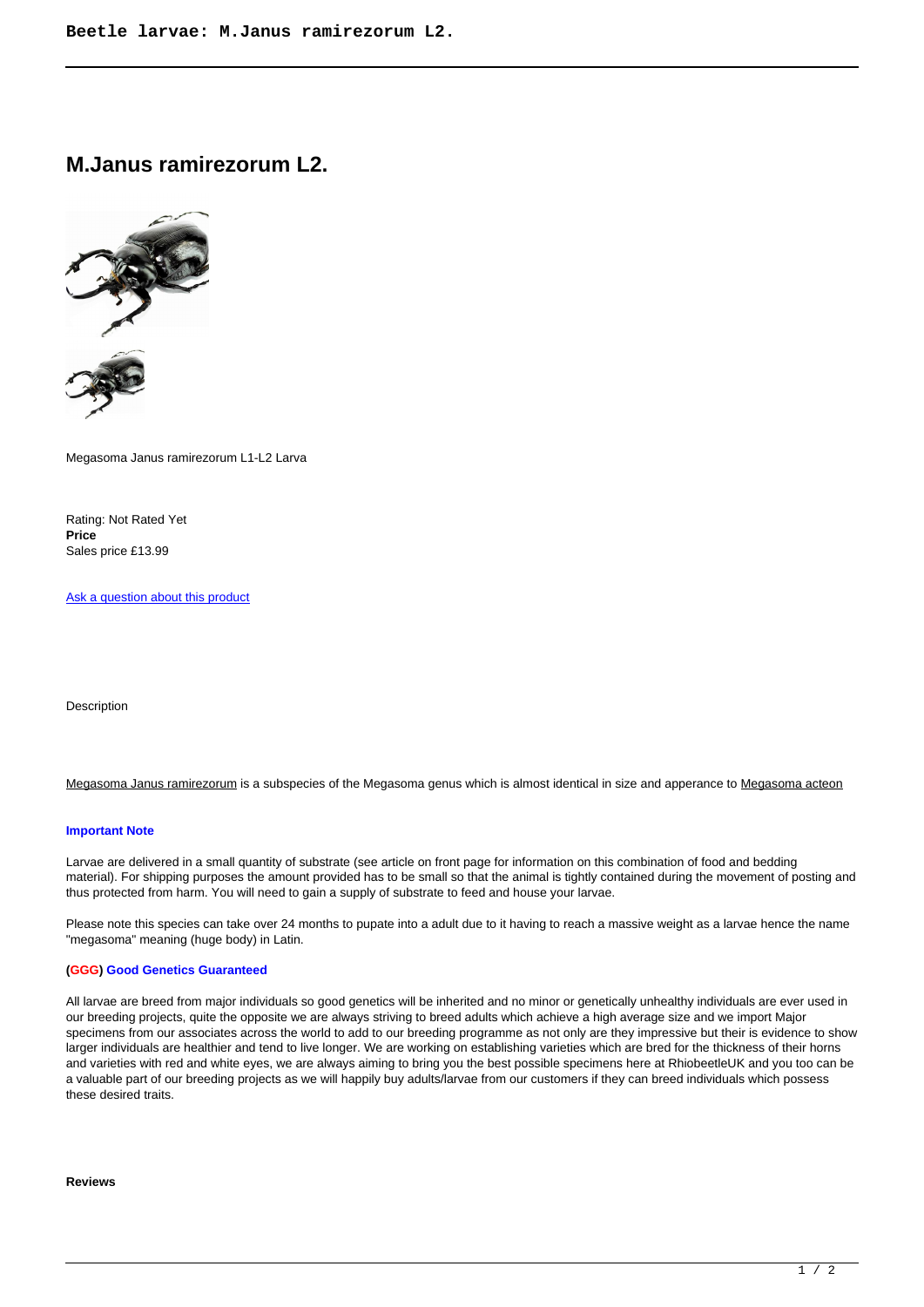# M.Janus ramirezorum L2.

Megasoma Janus ramirezorum L1-L2 Larva

Rating: Not Rated Yet
**Price**
Sales price £13.99

Ask a question about this product

Description

Megasoma Janus ramirezorum is a subspecies of the Megasoma genus which is almost identical in size and apperance to Megasoma acteon

**Important Note**

Larvae are delivered in a small quantity of substrate (see article on front page for information on this combination of food and bedding material). For shipping purposes the amount provided has to be small so that the animal is tightly contained during the movement of posting and thus protected from harm. You will need to gain a supply of substrate to feed and house your larvae.

Please note this species can take over 24 months to pupate into a adult due to it having to reach a massive weight as a larvae hence the name "megasoma" meaning (huge body) in Latin.

**(GGG) Good Genetics Guaranteed**

All larvae are breed from major individuals so good genetics will be inherited and no minor or genetically unhealthy individuals are ever used in our breeding projects, quite the opposite we are always striving to breed adults which achieve a high average size and we import Major specimens from our associates across the world to add to our breeding programme as not only are they impressive but their is evidence to show larger individuals are healthier and tend to live longer. We are working on establishing varieties which are bred for the thickness of their horns and varieties with red and white eyes, we are always aiming to bring you the best possible specimens here at RhiobeetleUK and you too can be a valuable part of our breeding projects as we will happily buy adults/larvae from our customers if they can breed individuals which possess these desired traits.

**Reviews**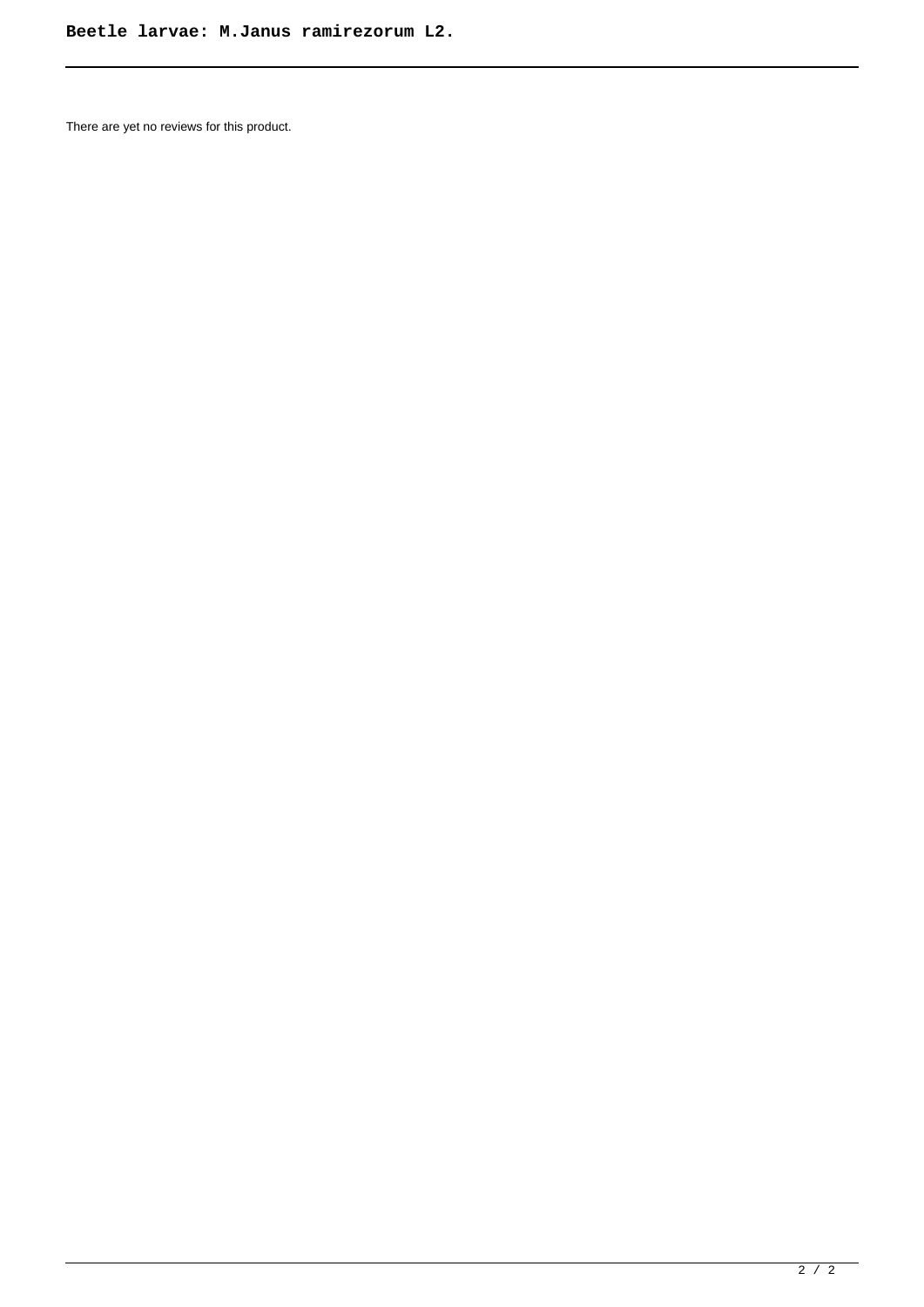There are yet no reviews for this product.